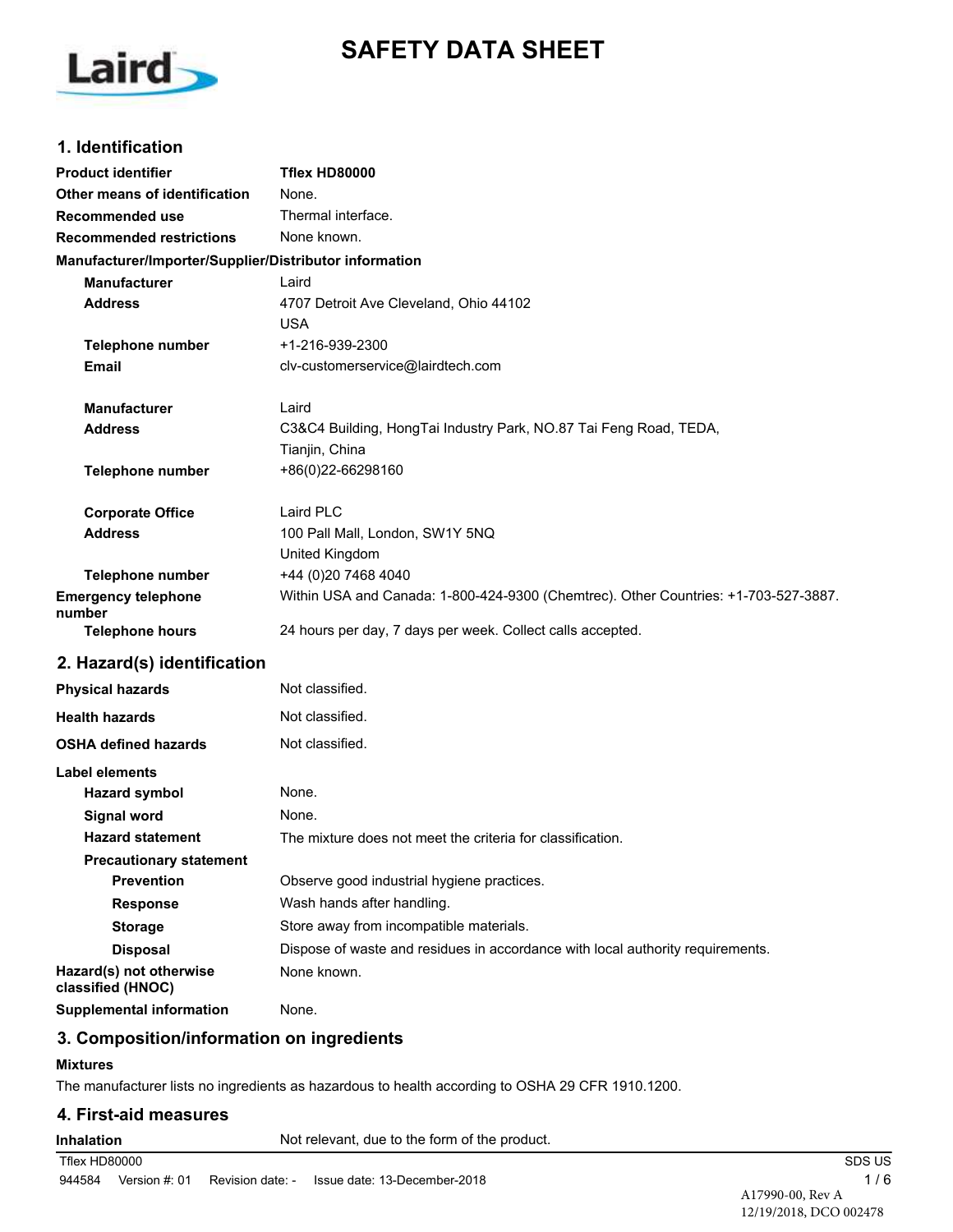# SAFETY DATA SHEET

## 1. Identification

| | |
|---|---|
| **Product identifier** | **Tflex HD80000** |
| **Other means of identification** | None. |
| **Recommended use** | Thermal interface. |
| **Recommended restrictions** | None known. |

**Manufacturer/Importer/Supplier/Distributor information**

| | |
|---|---|
| **Manufacturer** | Laird |
| **Address** | 4707 Detroit Ave Cleveland, Ohio 44102<br>USA |
| **Telephone number** | +1-216-939-2300 |
| **Email** | clv-customerservice@lairdtech.com |
| **Manufacturer** | Laird |
| **Address** | C3&C4 Building, HongTai Industry Park, NO.87 Tai Feng Road, TEDA,<br>Tianjin, China |
| **Telephone number** | +86(0)22-66298160 |
| **Corporate Office** | Laird PLC |
| **Address** | 100 Pall Mall, London, SW1Y 5NQ<br>United Kingdom |
| **Telephone number** | +44 (0)20 7468 4040 |
| **Emergency telephone number** | Within USA and Canada: 1-800-424-9300 (Chemtrec). Other Countries: +1-703-527-3887. |
| **Telephone hours** | 24 hours per day, 7 days per week. Collect calls accepted. |

## 2. Hazard(s) identification

| | |
|---|---|
| **Physical hazards** | Not classified. |
| **Health hazards** | Not classified. |
| **OSHA defined hazards** | Not classified. |

**Label elements**

| | |
|---|---|
| **Hazard symbol** | None. |
| **Signal word** | None. |
| **Hazard statement** | The mixture does not meet the criteria for classification. |

**Precautionary statement**

| | |
|---|---|
| **Prevention** | Observe good industrial hygiene practices. |
| **Response** | Wash hands after handling. |
| **Storage** | Store away from incompatible materials. |
| **Disposal** | Dispose of waste and residues in accordance with local authority requirements. |
| **Hazard(s) not otherwise classified (HNOC)** | None known. |
| **Supplemental information** | None. |

## 3. Composition/information on ingredients

**Mixtures**

The manufacturer lists no ingredients as hazardous to health according to OSHA 29 CFR 1910.1200.

## 4. First-aid measures

| | |
|---|---|
| **Inhalation** | Not relevant, due to the form of the product. |

Tflex HD80000 — SDS US

944584 Version #: 01 Revision date: - Issue date: 13-December-2018

A17990-00, Rev A
12/19/2018, DCO 002478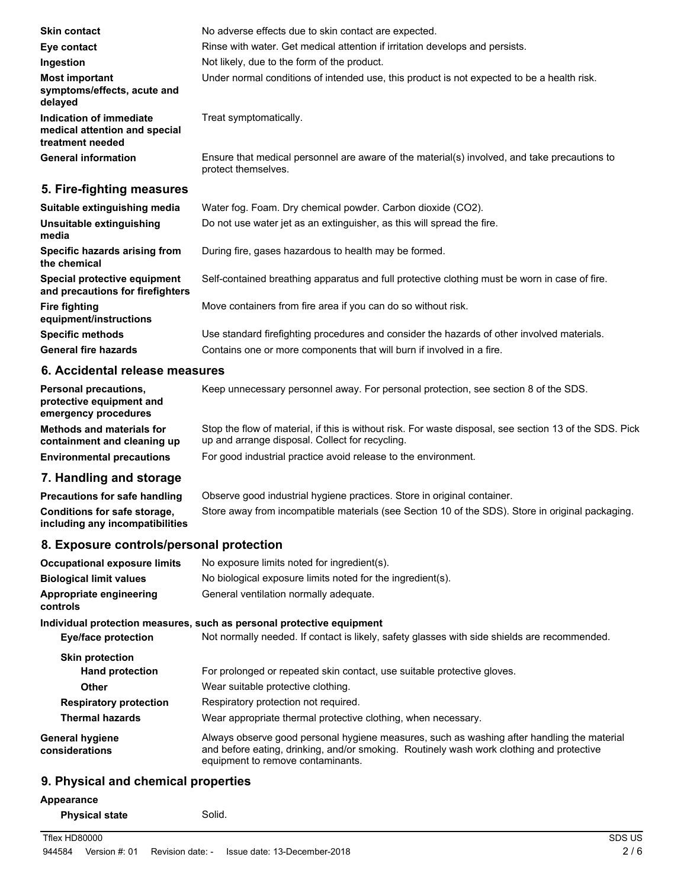| | |
|---|---|
| **Skin contact** | No adverse effects due to skin contact are expected. |
| **Eye contact** | Rinse with water. Get medical attention if irritation develops and persists. |
| **Ingestion** | Not likely, due to the form of the product. |
| **Most important symptoms/effects, acute and delayed** | Under normal conditions of intended use, this product is not expected to be a health risk. |
| **Indication of immediate medical attention and special treatment needed** | Treat symptomatically. |
| **General information** | Ensure that medical personnel are aware of the material(s) involved, and take precautions to protect themselves. |

## 5. Fire-fighting measures

| | |
|---|---|
| **Suitable extinguishing media** | Water fog. Foam. Dry chemical powder. Carbon dioxide ($CO_2$). |
| **Unsuitable extinguishing media** | Do not use water jet as an extinguisher, as this will spread the fire. |
| **Specific hazards arising from the chemical** | During fire, gases hazardous to health may be formed. |
| **Special protective equipment and precautions for firefighters** | Self-contained breathing apparatus and full protective clothing must be worn in case of fire. |
| **Fire fighting equipment/instructions** | Move containers from fire area if you can do so without risk. |
| **Specific methods** | Use standard firefighting procedures and consider the hazards of other involved materials. |
| **General fire hazards** | Contains one or more components that will burn if involved in a fire. |

## 6. Accidental release measures

| | |
|---|---|
| **Personal precautions, protective equipment and emergency procedures** | Keep unnecessary personnel away. For personal protection, see section 8 of the SDS. |
| **Methods and materials for containment and cleaning up** | Stop the flow of material, if this is without risk. For waste disposal, see section 13 of the SDS. Pick up and arrange disposal. Collect for recycling. |
| **Environmental precautions** | For good industrial practice avoid release to the environment. |

## 7. Handling and storage

| | |
|---|---|
| **Precautions for safe handling** | Observe good industrial hygiene practices. Store in original container. |
| **Conditions for safe storage, including any incompatibilities** | Store away from incompatible materials (see Section 10 of the SDS). Store in original packaging. |

## 8. Exposure controls/personal protection

| | |
|---|---|
| **Occupational exposure limits** | No exposure limits noted for ingredient(s). |
| **Biological limit values** | No biological exposure limits noted for the ingredient(s). |
| **Appropriate engineering controls** | General ventilation normally adequate. |

**Individual protection measures, such as personal protective equipment**

| | |
|---|---|
| **Eye/face protection** | Not normally needed. If contact is likely, safety glasses with side shields are recommended. |
| **Skin protection** | |
| **Hand protection** | For prolonged or repeated skin contact, use suitable protective gloves. |
| **Other** | Wear suitable protective clothing. |
| **Respiratory protection** | Respiratory protection not required. |
| **Thermal hazards** | Wear appropriate thermal protective clothing, when necessary. |
| **General hygiene considerations** | Always observe good personal hygiene measures, such as washing after handling the material and before eating, drinking, and/or smoking. Routinely wash work clothing and protective equipment to remove contaminants. |

## 9. Physical and chemical properties

**Appearance**

| | |
|---|---|
| **Physical state** | Solid. |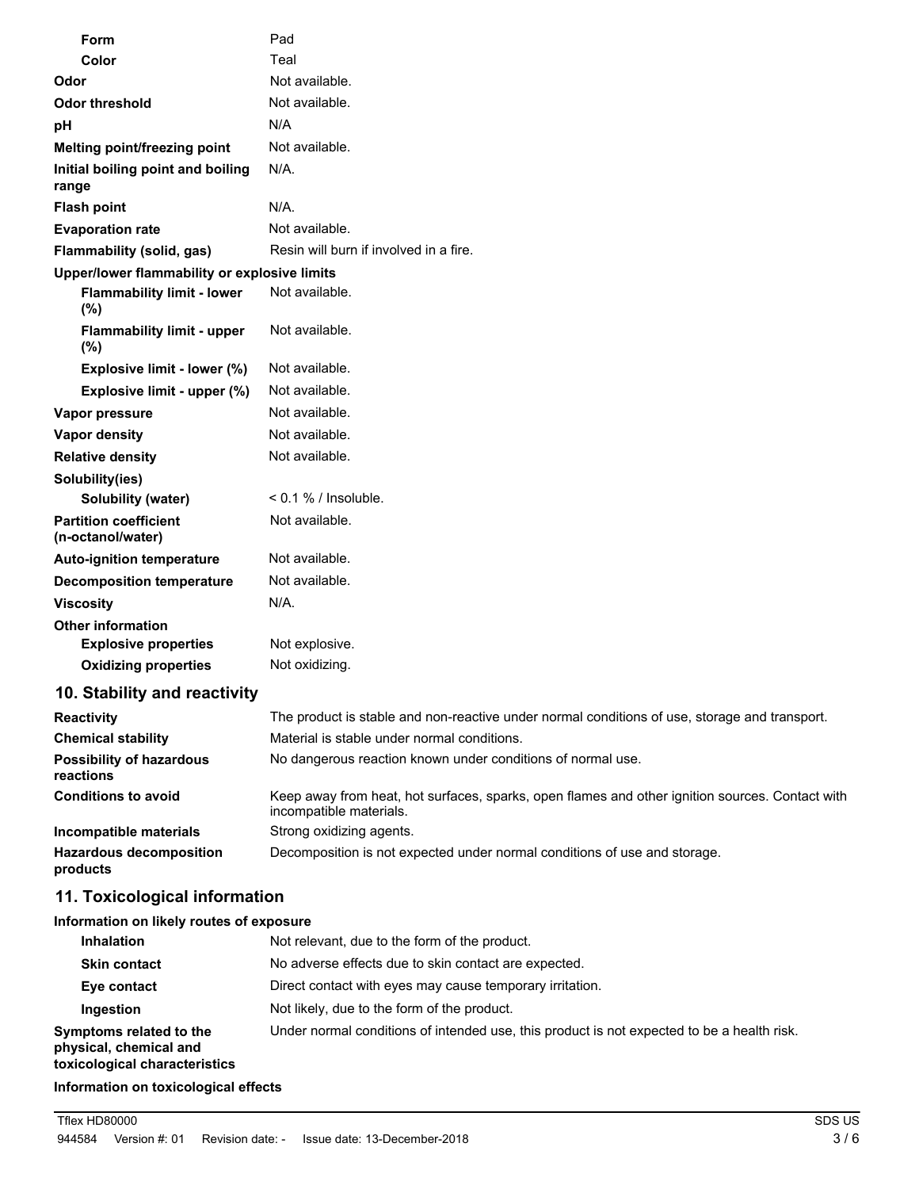| | |
|---|---|
| **Form** | Pad |
| **Color** | Teal |
| **Odor** | Not available. |
| **Odor threshold** | Not available. |
| **pH** | N/A |
| **Melting point/freezing point** | Not available. |
| **Initial boiling point and boiling range** | N/A. |
| **Flash point** | N/A. |
| **Evaporation rate** | Not available. |
| **Flammability (solid, gas)** | Resin will burn if involved in a fire. |
| **Upper/lower flammability or explosive limits** | |
| **Flammability limit - lower (%)** | Not available. |
| **Flammability limit - upper (%)** | Not available. |
| **Explosive limit - lower (%)** | Not available. |
| **Explosive limit - upper (%)** | Not available. |
| **Vapor pressure** | Not available. |
| **Vapor density** | Not available. |
| **Relative density** | Not available. |
| **Solubility(ies)** | |
| **Solubility (water)** | < 0.1 % / Insoluble. |
| **Partition coefficient (n-octanol/water)** | Not available. |
| **Auto-ignition temperature** | Not available. |
| **Decomposition temperature** | Not available. |
| **Viscosity** | N/A. |
| **Other information** | |
| **Explosive properties** | Not explosive. |
| **Oxidizing properties** | Not oxidizing. |

## 10. Stability and reactivity

| | |
|---|---|
| **Reactivity** | The product is stable and non-reactive under normal conditions of use, storage and transport. |
| **Chemical stability** | Material is stable under normal conditions. |
| **Possibility of hazardous reactions** | No dangerous reaction known under conditions of normal use. |
| **Conditions to avoid** | Keep away from heat, hot surfaces, sparks, open flames and other ignition sources. Contact with incompatible materials. |
| **Incompatible materials** | Strong oxidizing agents. |
| **Hazardous decomposition products** | Decomposition is not expected under normal conditions of use and storage. |

## 11. Toxicological information

**Information on likely routes of exposure**

| | |
|---|---|
| **Inhalation** | Not relevant, due to the form of the product. |
| **Skin contact** | No adverse effects due to skin contact are expected. |
| **Eye contact** | Direct contact with eyes may cause temporary irritation. |
| **Ingestion** | Not likely, due to the form of the product. |
| **Symptoms related to the physical, chemical and toxicological characteristics** | Under normal conditions of intended use, this product is not expected to be a health risk. |

**Information on toxicological effects**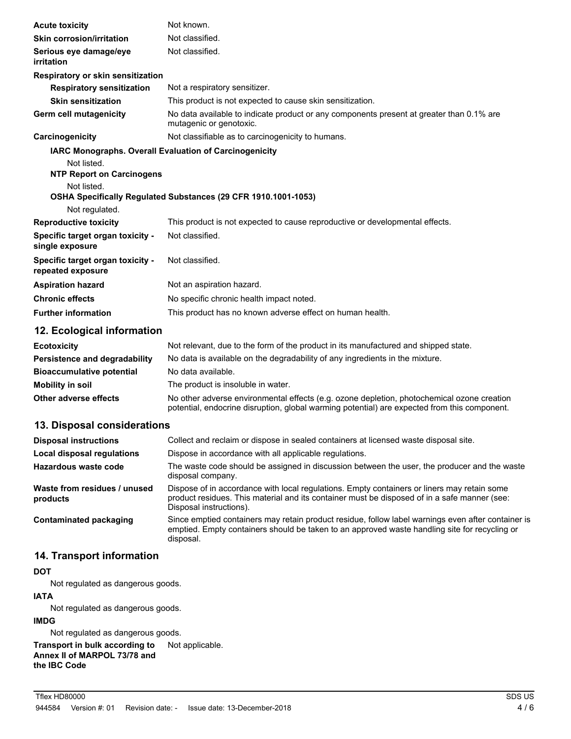**Acute toxicity** Not known.

**Skin corrosion/irritation** Not classified.

**Serious eye damage/eye irritation** Not classified.

**Respiratory or skin sensitization**

**Respiratory sensitization** Not a respiratory sensitizer.

**Skin sensitization** This product is not expected to cause skin sensitization.

**Germ cell mutagenicity** No data available to indicate product or any components present at greater than 0.1% are mutagenic or genotoxic.

**Carcinogenicity** Not classifiable as to carcinogenicity to humans.

**IARC Monographs. Overall Evaluation of Carcinogenicity**

Not listed.

**NTP Report on Carcinogens**

Not listed.

**OSHA Specifically Regulated Substances (29 CFR 1910.1001-1053)**

Not regulated.

**Reproductive toxicity** This product is not expected to cause reproductive or developmental effects.

**Specific target organ toxicity - single exposure** Not classified.

**Specific target organ toxicity - repeated exposure** Not classified.

**Aspiration hazard** Not an aspiration hazard.

**Chronic effects** No specific chronic health impact noted.

**Further information** This product has no known adverse effect on human health.

## 12. Ecological information

**Ecotoxicity** Not relevant, due to the form of the product in its manufactured and shipped state.

**Persistence and degradability** No data is available on the degradability of any ingredients in the mixture.

**Bioaccumulative potential** No data available.

**Mobility in soil** The product is insoluble in water.

**Other adverse effects** No other adverse environmental effects (e.g. ozone depletion, photochemical ozone creation potential, endocrine disruption, global warming potential) are expected from this component.

## 13. Disposal considerations

**Disposal instructions** Collect and reclaim or dispose in sealed containers at licensed waste disposal site.

**Local disposal regulations** Dispose in accordance with all applicable regulations.

**Hazardous waste code** The waste code should be assigned in discussion between the user, the producer and the waste disposal company.

**Waste from residues / unused products** Dispose of in accordance with local regulations. Empty containers or liners may retain some product residues. This material and its container must be disposed of in a safe manner (see: Disposal instructions).

**Contaminated packaging** Since emptied containers may retain product residue, follow label warnings even after container is emptied. Empty containers should be taken to an approved waste handling site for recycling or disposal.

## 14. Transport information

**DOT**

Not regulated as dangerous goods.

**IATA**

Not regulated as dangerous goods.

**IMDG**

Not regulated as dangerous goods.

**Transport in bulk according to Annex II of MARPOL 73/78 and the IBC Code** Not applicable.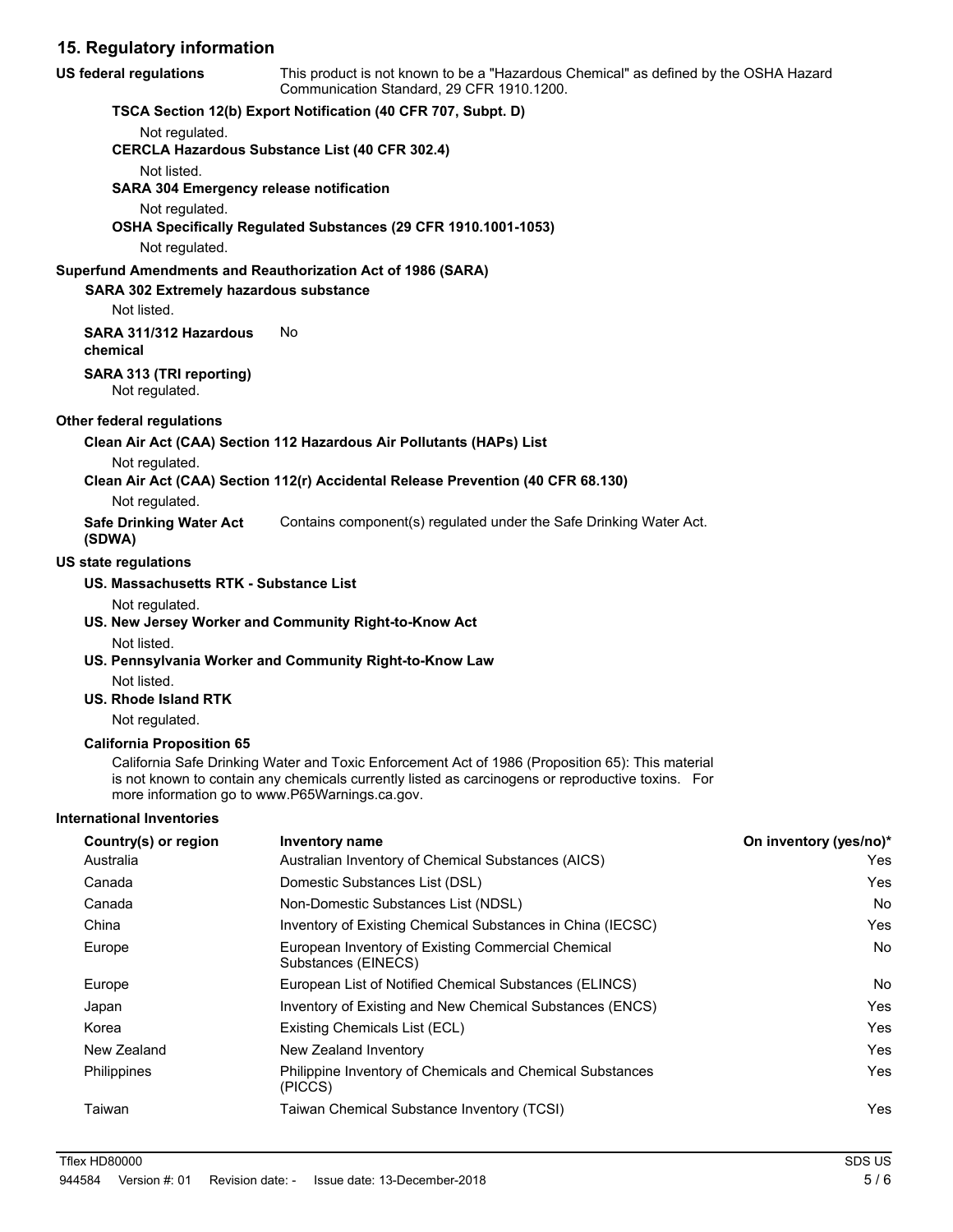## 15. Regulatory information

**US federal regulations** This product is not known to be a "Hazardous Chemical" as defined by the OSHA Hazard Communication Standard, 29 CFR 1910.1200.

**TSCA Section 12(b) Export Notification (40 CFR 707, Subpt. D)**

Not regulated.

**CERCLA Hazardous Substance List (40 CFR 302.4)**

Not listed.

**SARA 304 Emergency release notification**

Not regulated.

**OSHA Specifically Regulated Substances (29 CFR 1910.1001-1053)**

Not regulated.

**Superfund Amendments and Reauthorization Act of 1986 (SARA)**

**SARA 302 Extremely hazardous substance**

Not listed.

**SARA 311/312 Hazardous chemical** No

**SARA 313 (TRI reporting)**

Not regulated.

**Other federal regulations**

**Clean Air Act (CAA) Section 112 Hazardous Air Pollutants (HAPs) List**

Not regulated.

**Clean Air Act (CAA) Section 112(r) Accidental Release Prevention (40 CFR 68.130)**

Not regulated.

**Safe Drinking Water Act (SDWA)** Contains component(s) regulated under the Safe Drinking Water Act.

**US state regulations**

**US. Massachusetts RTK - Substance List**

Not regulated.

**US. New Jersey Worker and Community Right-to-Know Act**

Not listed.

**US. Pennsylvania Worker and Community Right-to-Know Law**

Not listed.

**US. Rhode Island RTK**

Not regulated.

**California Proposition 65**

California Safe Drinking Water and Toxic Enforcement Act of 1986 (Proposition 65): This material is not known to contain any chemicals currently listed as carcinogens or reproductive toxins. For more information go to www.P65Warnings.ca.gov.

**International Inventories**

| Country(s) or region | Inventory name | On inventory (yes/no)* |
|---|---|---|
| Australia | Australian Inventory of Chemical Substances (AICS) | Yes |
| Canada | Domestic Substances List (DSL) | Yes |
| Canada | Non-Domestic Substances List (NDSL) | No |
| China | Inventory of Existing Chemical Substances in China (IECSC) | Yes |
| Europe | European Inventory of Existing Commercial Chemical Substances (EINECS) | No |
| Europe | European List of Notified Chemical Substances (ELINCS) | No |
| Japan | Inventory of Existing and New Chemical Substances (ENCS) | Yes |
| Korea | Existing Chemicals List (ECL) | Yes |
| New Zealand | New Zealand Inventory | Yes |
| Philippines | Philippine Inventory of Chemicals and Chemical Substances (PICCS) | Yes |
| Taiwan | Taiwan Chemical Substance Inventory (TCSI) | Yes |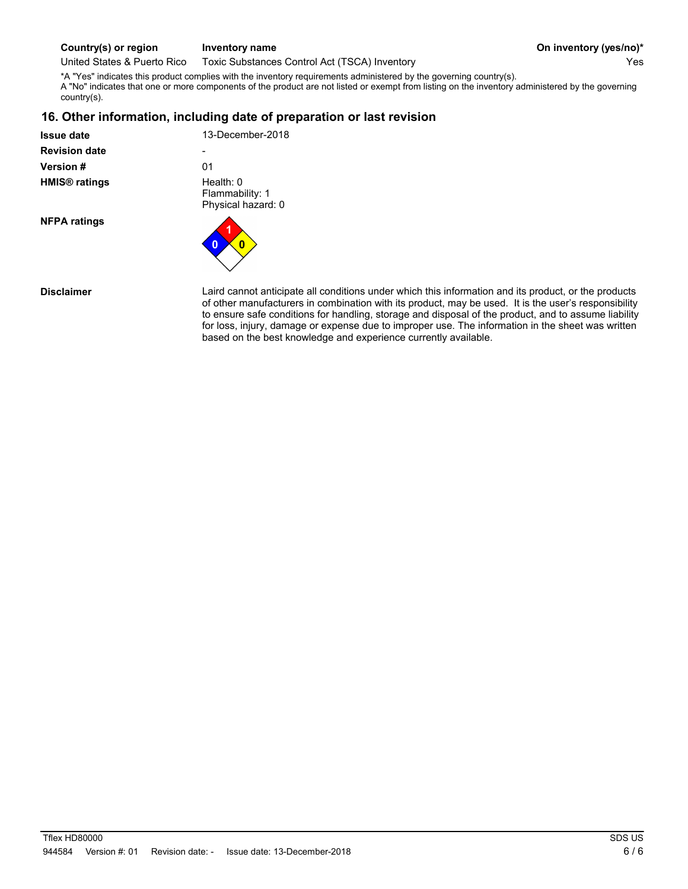| Country(s) or region | Inventory name | On inventory (yes/no)* |
| --- | --- | --- |
| United States & Puerto Rico | Toxic Substances Control Act (TSCA) Inventory | Yes |

*A "Yes" indicates this product complies with the inventory requirements administered by the governing country(s).
A "No" indicates that one or more components of the product are not listed or exempt from listing on the inventory administered by the governing country(s).

## 16. Other information, including date of preparation or last revision

**Issue date** 13-December-2018

**Revision date** -

**Version #** 01

**HMIS® ratings**
Health: 0
Flammability: 1
Physical hazard: 0

**NFPA ratings**

1
0
0

**Disclaimer** Laird cannot anticipate all conditions under which this information and its product, or the products of other manufacturers in combination with its product, may be used. It is the user's responsibility to ensure safe conditions for handling, storage and disposal of the product, and to assume liability for loss, injury, damage or expense due to improper use. The information in the sheet was written based on the best knowledge and experience currently available.